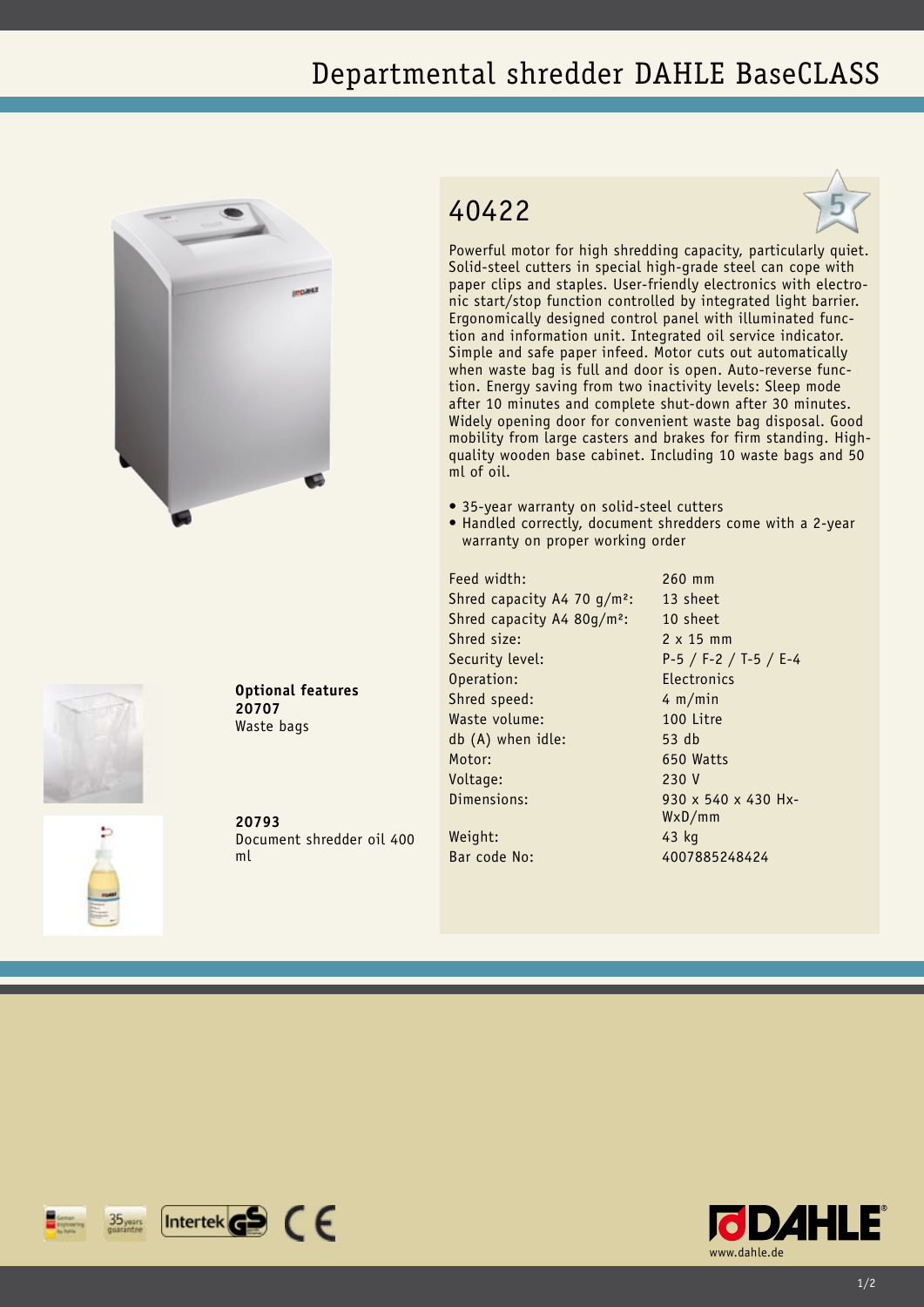# Departmental shredder DAHLE BaseCLASS

## 40422

Powerful motor for high shredding capacity, particularly quiet. Solid-steel cutters in special high-grade steel can cope with paper clips and staples. User-friendly electronics with electronic start/stop function controlled by integrated light barrier. Ergonomically designed control panel with illuminated function and information unit. Integrated oil service indicator. Simple and safe paper infeed. Motor cuts out automatically when waste bag is full and door is open. Auto-reverse function. Energy saving from two inactivity levels: Sleep mode after 10 minutes and complete shut-down after 30 minutes. Widely opening door for convenient waste bag disposal. Good mobility from large casters and brakes for firm standing. High-quality wooden base cabinet. Including 10 waste bags and 50 ml of oil.

- 35-year warranty on solid-steel cutters
- Handled correctly, document shredders come with a 2-year warranty on proper working order

| | |
|---|---|
| Feed width: | 260 mm |
| Shred capacity A4 70 g/m²: | 13 sheet |
| Shred capacity A4 80g/m²: | 10 sheet |
| Shred size: | 2 x 15 mm |
| Security level: | P-5 / F-2 / T-5 / E-4 |
| Operation: | Electronics |
| Shred speed: | 4 m/min |
| Waste volume: | 100 Litre |
| db (A) when idle: | 53 db |
| Motor: | 650 Watts |
| Voltage: | 230 V |
| Dimensions: | 930 x 540 x 430 Hx-WxD/mm |
| Weight: | 43 kg |
| Bar code No: | 4007885248424 |

**Optional features**

**20707**
Waste bags

**20793**
Document shredder oil 400 ml

www.dahle.de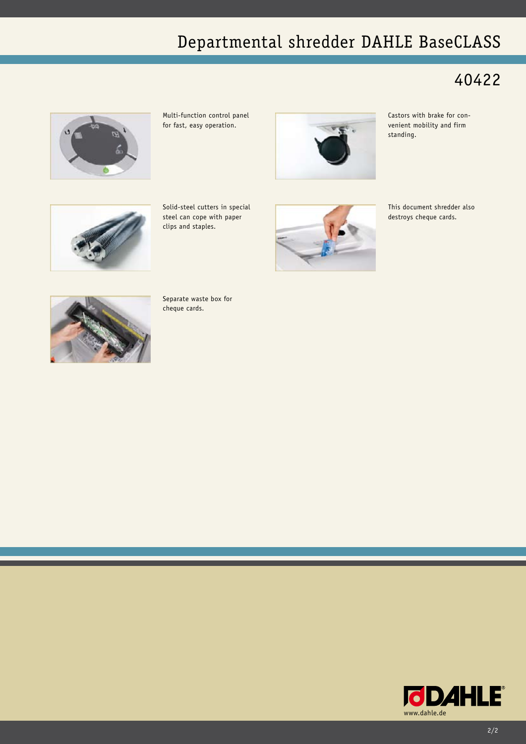# Departmental shredder DAHLE BaseCLASS

## 40422

Multi-function control panel for fast, easy operation.

Castors with brake for convenient mobility and firm standing.

Solid-steel cutters in special steel can cope with paper clips and staples.

This document shredder also destroys cheque cards.

Separate waste box for cheque cards.

www.dahle.de